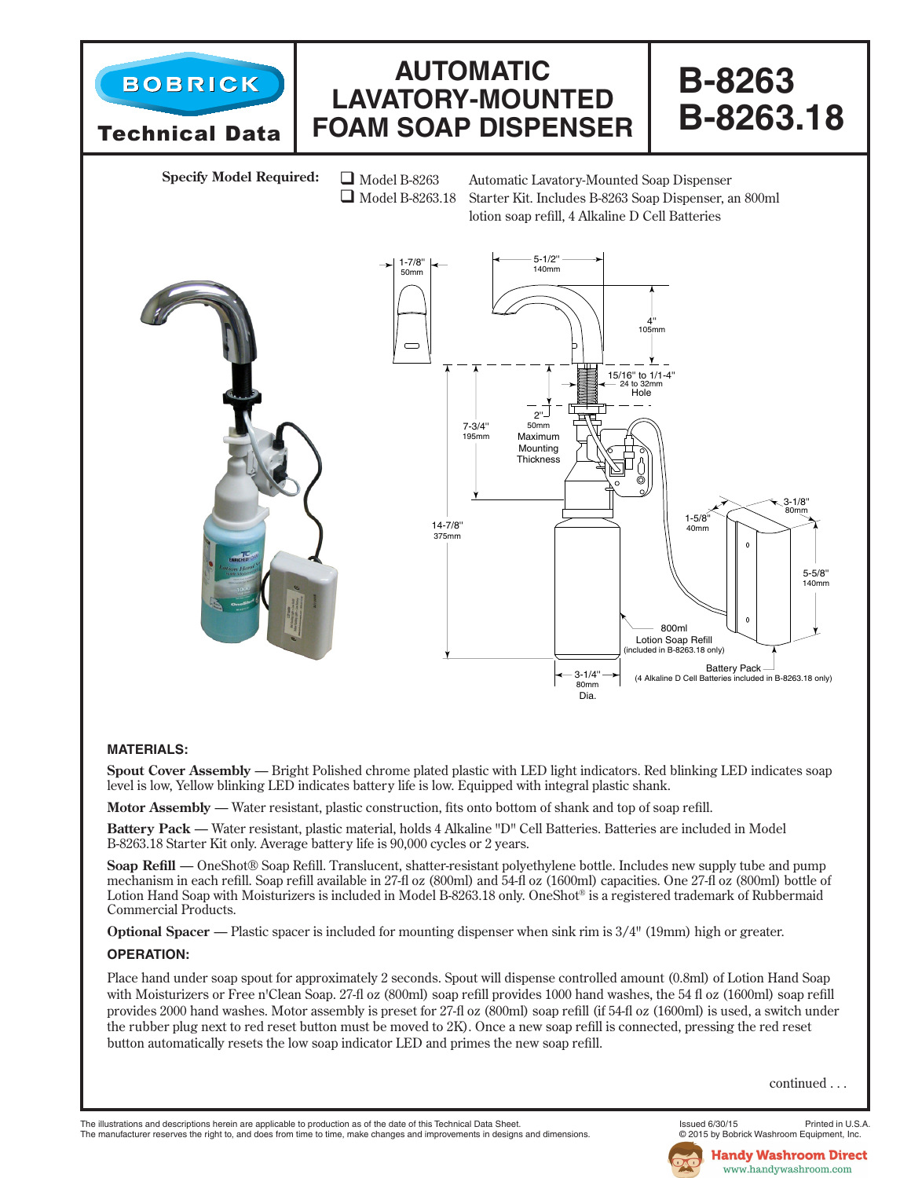# BOBRICK Technical Data

# AUTOMATIC LAVATORY-MOUNTED FOAM SOAP DISPENSER

# B-8263 B-8263.18

**Specify Model Required:**

- ❑ Model B-8263 — Automatic Lavatory-Mounted Soap Dispenser
- ❑ Model B-8263.18 — Starter Kit. Includes B-8263 Soap Dispenser, an 800ml lotion soap refill, 4 Alkaline D Cell Batteries

1-7/8" 50mm

5-1/2" 140mm

4" 105mm

15/16" to 1/1-4" 24 to 32mm Hole

2" 50mm Maximum Mounting Thickness

7-3/4" 195mm

14-7/8" 375mm

1-5/8" 40mm

3-1/8" 80mm

5-5/8" 140mm

800ml Lotion Soap Refill (included in B-8263.18 only)

Battery Pack (4 Alkaline D Cell Batteries included in B-8263.18 only)

3-1/4" 80mm Dia.

### MATERIALS:

**Spout Cover Assembly —** Bright Polished chrome plated plastic with LED light indicators. Red blinking LED indicates soap level is low, Yellow blinking LED indicates battery life is low. Equipped with integral plastic shank.

**Motor Assembly —** Water resistant, plastic construction, fits onto bottom of shank and top of soap refill.

**Battery Pack —** Water resistant, plastic material, holds 4 Alkaline "D" Cell Batteries. Batteries are included in Model B-8263.18 Starter Kit only. Average battery life is 90,000 cycles or 2 years.

**Soap Refill —** OneShot® Soap Refill. Translucent, shatter-resistant polyethylene bottle. Includes new supply tube and pump mechanism in each refill. Soap refill available in 27-fl oz (800ml) and 54-fl oz (1600ml) capacities. One 27-fl oz (800ml) bottle of Lotion Hand Soap with Moisturizers is included in Model B-8263.18 only. OneShot® is a registered trademark of Rubbermaid Commercial Products.

**Optional Spacer —** Plastic spacer is included for mounting dispenser when sink rim is 3/4" (19mm) high or greater.

### OPERATION:

Place hand under soap spout for approximately 2 seconds. Spout will dispense controlled amount (0.8ml) of Lotion Hand Soap with Moisturizers or Free n'Clean Soap. 27-fl oz (800ml) soap refill provides 1000 hand washes, the 54 fl oz (1600ml) soap refill provides 2000 hand washes. Motor assembly is preset for 27-fl oz (800ml) soap refill (if 54-fl oz (1600ml) is used, a switch under the rubber plug next to red reset button must be moved to 2K). Once a new soap refill is connected, pressing the red reset button automatically resets the low soap indicator LED and primes the new soap refill.

continued . . .

The illustrations and descriptions herein are applicable to production as of the date of this Technical Data Sheet.
The manufacturer reserves the right to, and does from time to time, make changes and improvements in designs and dimensions.

Issued 6/30/15 Printed in U.S.A.
© 2015 by Bobrick Washroom Equipment, Inc.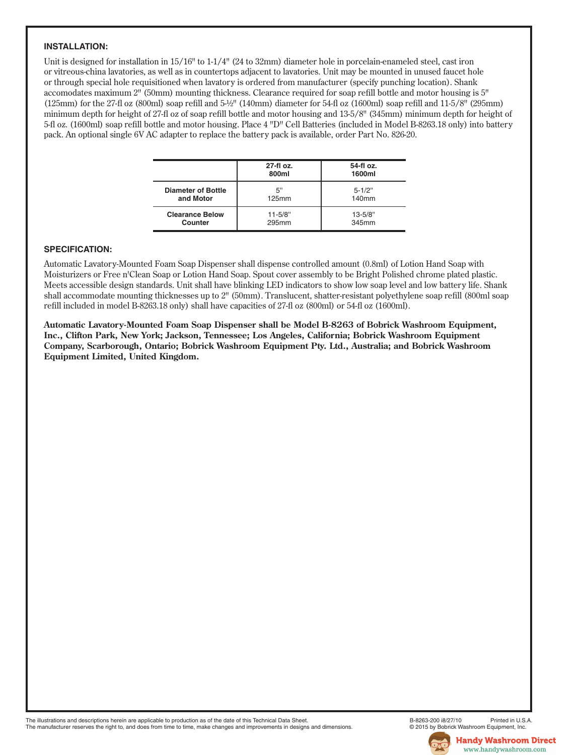**INSTALLATION:**

Unit is designed for installation in 15/16" to 1-1/4" (24 to 32mm) diameter hole in porcelain-enameled steel, cast iron or vitreous-china lavatories, as well as in countertops adjacent to lavatories. Unit may be mounted in unused faucet hole or through special hole requisitioned when lavatory is ordered from manufacturer (specify punching location). Shank accomodates maximum 2" (50mm) mounting thickness. Clearance required for soap refill bottle and motor housing is 5" (125mm) for the 27-fl oz (800ml) soap refill and 5-½" (140mm) diameter for 54-fl oz (1600ml) soap refill and 11-5/8" (295mm) minimum depth for height of 27-fl oz of soap refill bottle and motor housing and 13-5/8" (345mm) minimum depth for height of 5-fl oz. (1600ml) soap refill bottle and motor housing. Place 4 "D" Cell Batteries (included in Model B-8263.18 only) into battery pack. An optional single 6V AC adapter to replace the battery pack is available, order Part No. 826-20.

| | 27-fl oz. 800ml | 54-fl oz. 1600ml |
|---|---|---|
| Diameter of Bottle and Motor | 5" 125mm | 5-1/2" 140mm |
| Clearance Below Counter | 11-5/8" 295mm | 13-5/8" 345mm |

**SPECIFICATION:**

Automatic Lavatory-Mounted Foam Soap Dispenser shall dispense controlled amount (0.8ml) of Lotion Hand Soap with Moisturizers or Free n'Clean Soap or Lotion Hand Soap. Spout cover assembly to be Bright Polished chrome plated plastic. Meets accessible design standards. Unit shall have blinking LED indicators to show low soap level and low battery life. Shank shall accommodate mounting thicknesses up to 2" (50mm). Translucent, shatter-resistant polyethylene soap refill (800ml soap refill included in model B-8263.18 only) shall have capacities of 27-fl oz (800ml) or 54-fl oz (1600ml).

**Automatic Lavatory-Mounted Foam Soap Dispenser shall be Model B-8263 of Bobrick Washroom Equipment, Inc., Clifton Park, New York; Jackson, Tennessee; Los Angeles, California; Bobrick Washroom Equipment Company, Scarborough, Ontario; Bobrick Washroom Equipment Pty. Ltd., Australia; and Bobrick Washroom Equipment Limited, United Kingdom.**

The illustrations and descriptions herein are applicable to production as of the date of this Technical Data Sheet.
The manufacturer reserves the right to, and does from time to time, make changes and improvements in designs and dimensions.

B-8263-200 i8/27/10 Printed in U.S.A.
© 2015 by Bobrick Washroom Equipment, Inc.

Handy Washroom Direct
www.handywashroom.com